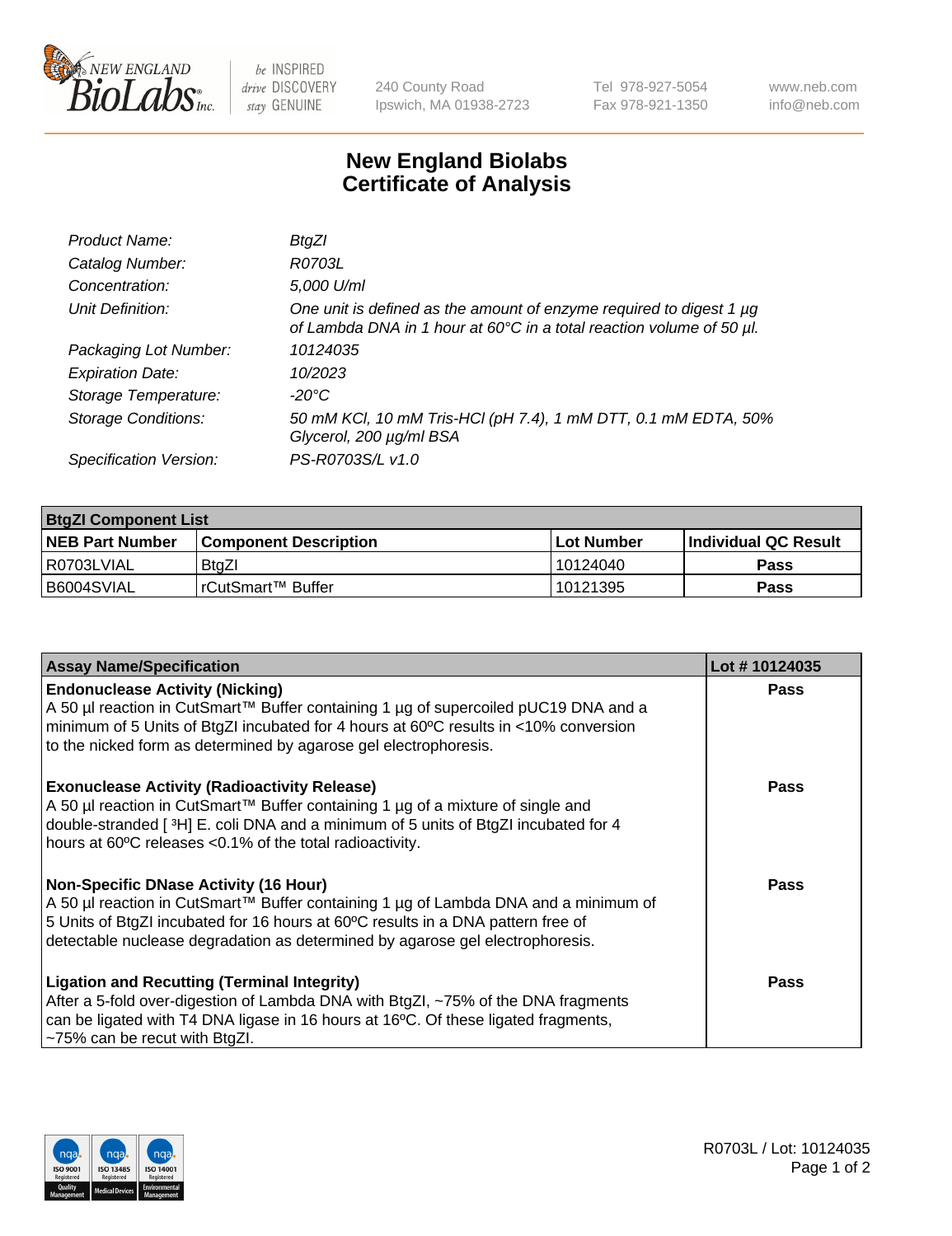# New England Biolabs Certificate of Analysis

| | |
|---|---|
| *Product Name:* | *BtgZI* |
| *Catalog Number:* | *R0703L* |
| *Concentration:* | *5,000 U/ml* |
| *Unit Definition:* | *One unit is defined as the amount of enzyme required to digest 1 µg of Lambda DNA in 1 hour at 60°C in a total reaction volume of 50 µl.* |
| *Packaging Lot Number:* | *10124035* |
| *Expiration Date:* | *10/2023* |
| *Storage Temperature:* | *-20°C* |
| *Storage Conditions:* | *50 mM KCl, 10 mM Tris-HCl (pH 7.4), 1 mM DTT, 0.1 mM EDTA, 50% Glycerol, 200 µg/ml BSA* |
| *Specification Version:* | *PS-R0703S/L v1.0* |

| **BtgZI Component List** | | | |
|---|---|---|---|
| **NEB Part Number** | **Component Description** | **Lot Number** | **Individual QC Result** |
| R0703LVIAL | BtgZI | 10124040 | **Pass** |
| B6004SVIAL | rCutSmart™ Buffer | 10121395 | **Pass** |

| **Assay Name/Specification** | **Lot # 10124035** |
|---|---|
| **Endonuclease Activity (Nicking)** A 50 µl reaction in CutSmart™ Buffer containing 1 µg of supercoiled pUC19 DNA and a minimum of 5 Units of BtgZI incubated for 4 hours at 60ºC results in <10% conversion to the nicked form as determined by agarose gel electrophoresis. | **Pass** |
| **Exonuclease Activity (Radioactivity Release)** A 50 µl reaction in CutSmart™ Buffer containing 1 µg of a mixture of single and double-stranded [ $^3$H] E. coli DNA and a minimum of 5 units of BtgZI incubated for 4 hours at 60ºC releases <0.1% of the total radioactivity. | **Pass** |
| **Non-Specific DNase Activity (16 Hour)** A 50 µl reaction in CutSmart™ Buffer containing 1 µg of Lambda DNA and a minimum of 5 Units of BtgZI incubated for 16 hours at 60ºC results in a DNA pattern free of detectable nuclease degradation as determined by agarose gel electrophoresis. | **Pass** |
| **Ligation and Recutting (Terminal Integrity)** After a 5-fold over-digestion of Lambda DNA with BtgZI, ~75% of the DNA fragments can be ligated with T4 DNA ligase in 16 hours at 16ºC. Of these ligated fragments, ~75% can be recut with BtgZI. | **Pass** |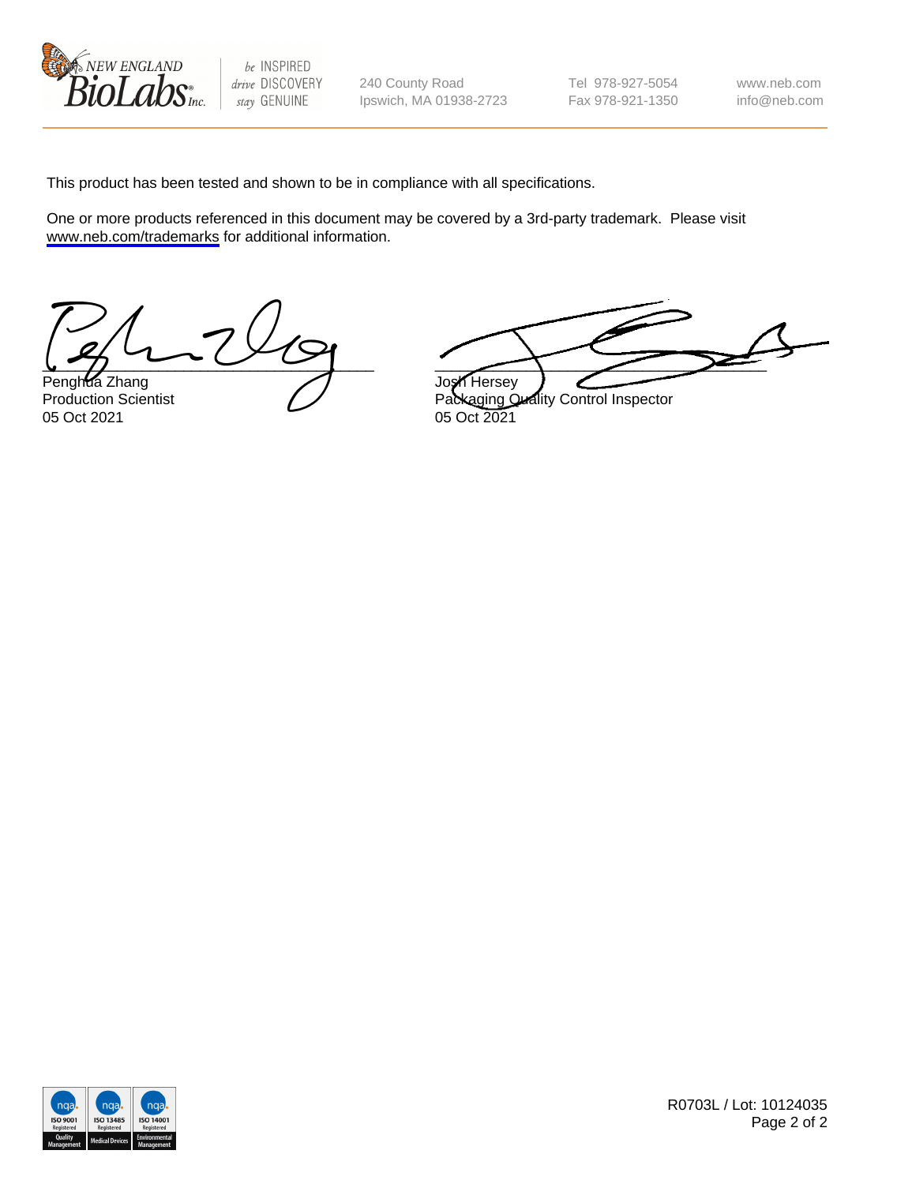This product has been tested and shown to be in compliance with all specifications.

One or more products referenced in this document may be covered by a 3rd-party trademark. Please visit www.neb.com/trademarks for additional information.

Penghua Zhang
Production Scientist
05 Oct 2021

Josh Hersey
Packaging Quality Control Inspector
05 Oct 2021

R0703L / Lot: 10124035